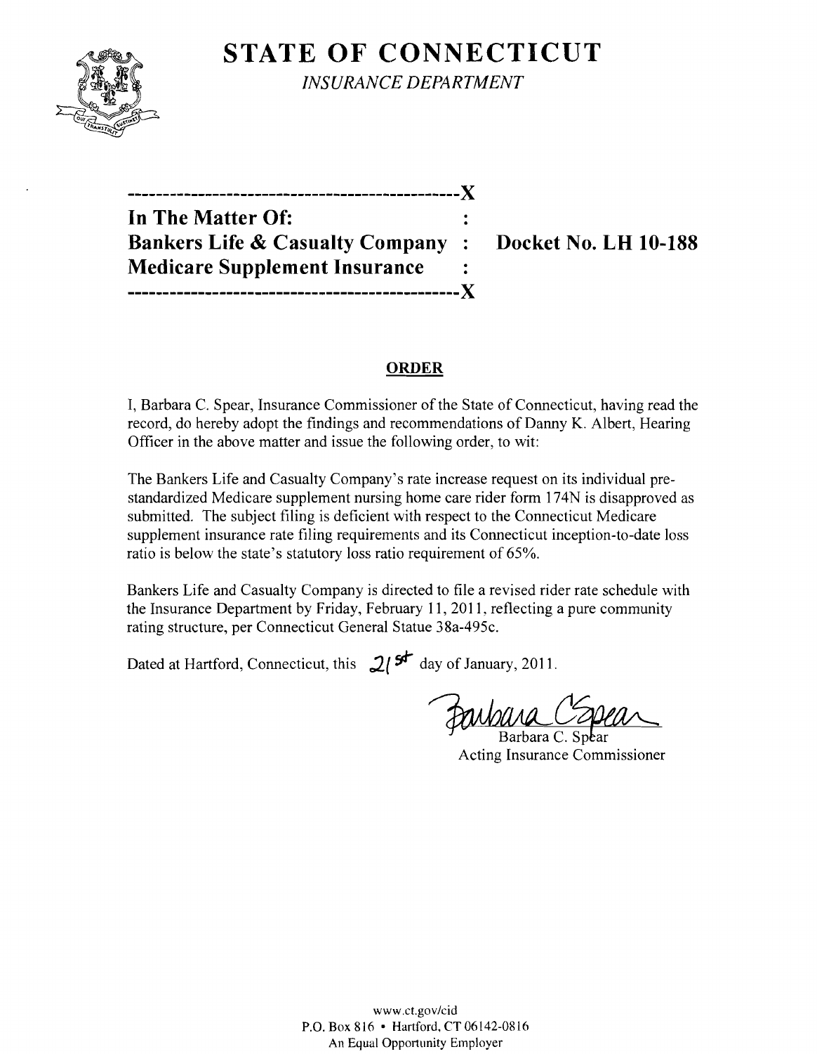# STATE OF CONNECTICUT

*INSURANCE DEPARTMENT*

-----------------------------------------------X

**In The Matter Of:** :

**Bankers Life & Casualty Company** : **Docket No. LH 10-188**

**Medicare Supplement Insurance** :

-----------------------------------------------X

## ORDER

I, Barbara C. Spear, Insurance Commissioner of the State of Connecticut, having read the record, do hereby adopt the findings and recommendations of Danny K. Albert, Hearing Officer in the above matter and issue the following order, to wit:

The Bankers Life and Casualty Company's rate increase request on its individual pre-standardized Medicare supplement nursing home care rider form 174N is disapproved as submitted. The subject filing is deficient with respect to the Connecticut Medicare supplement insurance rate filing requirements and its Connecticut inception-to-date loss ratio is below the state's statutory loss ratio requirement of 65%.

Bankers Life and Casualty Company is directed to file a revised rider rate schedule with the Insurance Department by Friday, February 11, 2011, reflecting a pure community rating structure, per Connecticut General Statue 38a-495c.

Dated at Hartford, Connecticut, this 21st day of January, 2011.

Barbara C. Spear

Acting Insurance Commissioner

www.ct.gov/cid
P.O. Box 816 • Hartford, CT 06142-0816
An Equal Opportunity Employer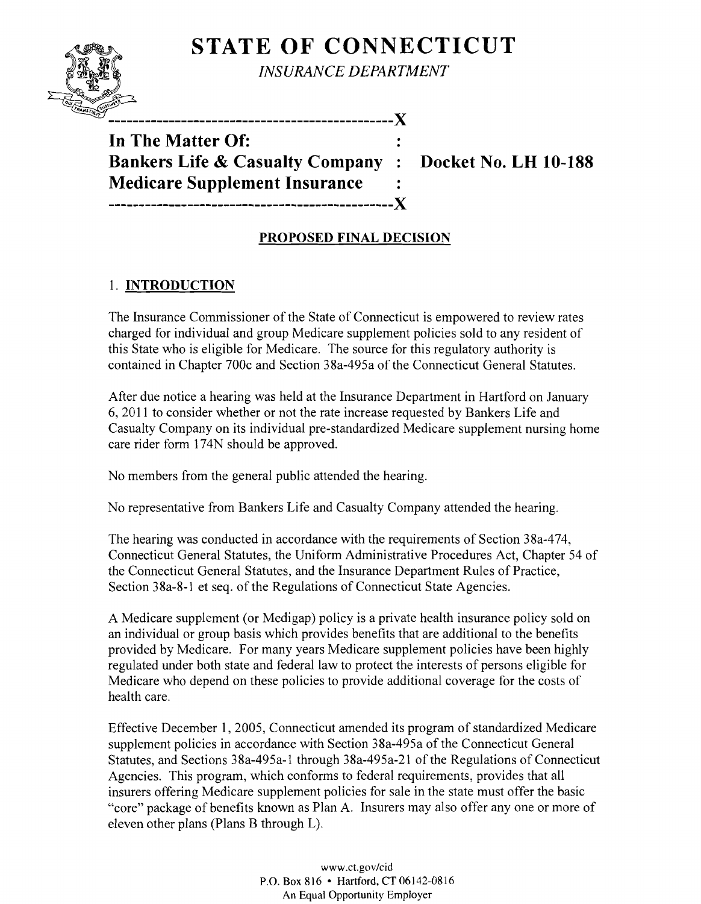# STATE OF CONNECTICUT

*INSURANCE DEPARTMENT*

-----------------------------------------------X

**In The Matter Of:** :

**Bankers Life & Casualty Company** : **Docket No. LH 10-188**

**Medicare Supplement Insurance** :

-----------------------------------------------X

**PROPOSED FINAL DECISION**

## 1. INTRODUCTION

The Insurance Commissioner of the State of Connecticut is empowered to review rates charged for individual and group Medicare supplement policies sold to any resident of this State who is eligible for Medicare. The source for this regulatory authority is contained in Chapter 700c and Section 38a-495a of the Connecticut General Statutes.

After due notice a hearing was held at the Insurance Department in Hartford on January 6, 2011 to consider whether or not the rate increase requested by Bankers Life and Casualty Company on its individual pre-standardized Medicare supplement nursing home care rider form 174N should be approved.

No members from the general public attended the hearing.

No representative from Bankers Life and Casualty Company attended the hearing.

The hearing was conducted in accordance with the requirements of Section 38a-474, Connecticut General Statutes, the Uniform Administrative Procedures Act, Chapter 54 of the Connecticut General Statutes, and the Insurance Department Rules of Practice, Section 38a-8-1 et seq. of the Regulations of Connecticut State Agencies.

A Medicare supplement (or Medigap) policy is a private health insurance policy sold on an individual or group basis which provides benefits that are additional to the benefits provided by Medicare. For many years Medicare supplement policies have been highly regulated under both state and federal law to protect the interests of persons eligible for Medicare who depend on these policies to provide additional coverage for the costs of health care.

Effective December 1, 2005, Connecticut amended its program of standardized Medicare supplement policies in accordance with Section 38a-495a of the Connecticut General Statutes, and Sections 38a-495a-1 through 38a-495a-21 of the Regulations of Connecticut Agencies. This program, which conforms to federal requirements, provides that all insurers offering Medicare supplement policies for sale in the state must offer the basic "core" package of benefits known as Plan A. Insurers may also offer any one or more of eleven other plans (Plans B through L).

www.ct.gov/cid
P.O. Box 816 • Hartford, CT 06142-0816
An Equal Opportunity Employer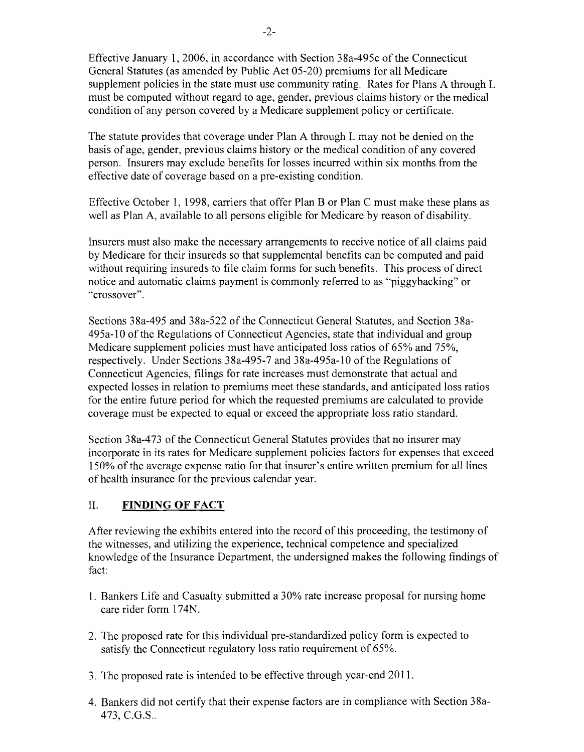Effective January 1, 2006, in accordance with Section 38a-495c of the Connecticut General Statutes (as amended by Public Act 05-20) premiums for all Medicare supplement policies in the state must use community rating. Rates for Plans A through L must be computed without regard to age, gender, previous claims history or the medical condition of any person covered by a Medicare supplement policy or certificate.

The statute provides that coverage under Plan A through L may not be denied on the basis of age, gender, previous claims history or the medical condition of any covered person. Insurers may exclude benefits for losses incurred within six months from the effective date of coverage based on a pre-existing condition.

Effective October 1, 1998, carriers that offer Plan B or Plan C must make these plans as well as Plan A, available to all persons eligible for Medicare by reason of disability.

Insurers must also make the necessary arrangements to receive notice of all claims paid by Medicare for their insureds so that supplemental benefits can be computed and paid without requiring insureds to file claim forms for such benefits. This process of direct notice and automatic claims payment is commonly referred to as "piggybacking" or "crossover".

Sections 38a-495 and 38a-522 of the Connecticut General Statutes, and Section 38a-495a-10 of the Regulations of Connecticut Agencies, state that individual and group Medicare supplement policies must have anticipated loss ratios of 65% and 75%, respectively. Under Sections 38a-495-7 and 38a-495a-10 of the Regulations of Connecticut Agencies, filings for rate increases must demonstrate that actual and expected losses in relation to premiums meet these standards, and anticipated loss ratios for the entire future period for which the requested premiums are calculated to provide coverage must be expected to equal or exceed the appropriate loss ratio standard.

Section 38a-473 of the Connecticut General Statutes provides that no insurer may incorporate in its rates for Medicare supplement policies factors for expenses that exceed 150% of the average expense ratio for that insurer's entire written premium for all lines of health insurance for the previous calendar year.

## II. **FINDING OF FACT**

After reviewing the exhibits entered into the record of this proceeding, the testimony of the witnesses, and utilizing the experience, technical competence and specialized knowledge of the Insurance Department, the undersigned makes the following findings of fact:

1. Bankers Life and Casualty submitted a 30% rate increase proposal for nursing home care rider form 174N.

2. The proposed rate for this individual pre-standardized policy form is expected to satisfy the Connecticut regulatory loss ratio requirement of 65%.

3. The proposed rate is intended to be effective through year-end 2011.

4. Bankers did not certify that their expense factors are in compliance with Section 38a-473, C.G.S..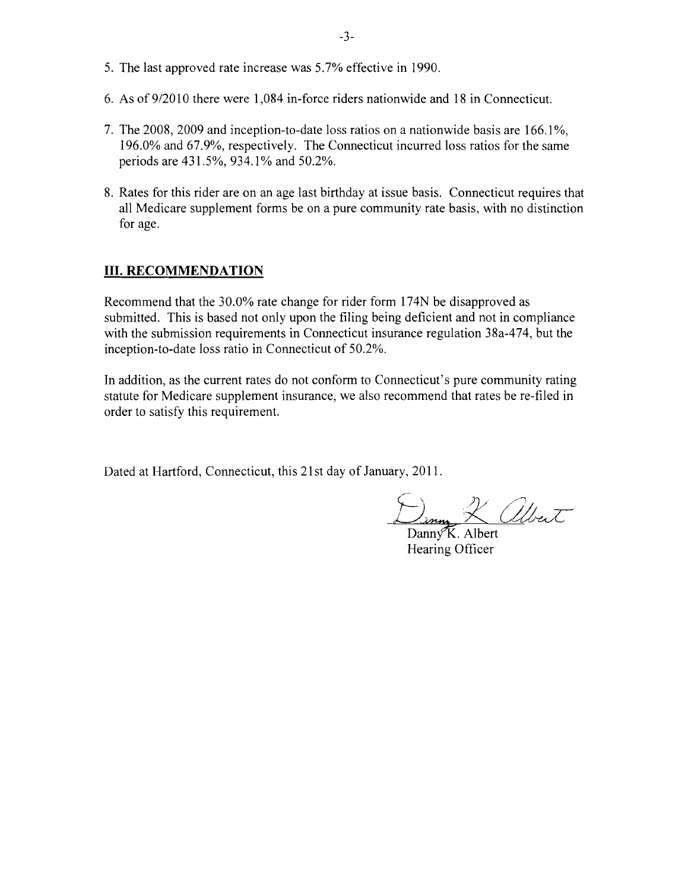5. The last approved rate increase was 5.7% effective in 1990.

6. As of 9/2010 there were 1,084 in-force riders nationwide and 18 in Connecticut.

7. The 2008, 2009 and inception-to-date loss ratios on a nationwide basis are 166.1%, 196.0% and 67.9%, respectively. The Connecticut incurred loss ratios for the same periods are 431.5%, 934.1% and 50.2%.

8. Rates for this rider are on an age last birthday at issue basis. Connecticut requires that all Medicare supplement forms be on a pure community rate basis, with no distinction for age.

## III. RECOMMENDATION

Recommend that the 30.0% rate change for rider form 174N be disapproved as submitted. This is based not only upon the filing being deficient and not in compliance with the submission requirements in Connecticut insurance regulation 38a-474, but the inception-to-date loss ratio in Connecticut of 50.2%.

In addition, as the current rates do not conform to Connecticut's pure community rating statute for Medicare supplement insurance, we also recommend that rates be re-filed in order to satisfy this requirement.

Dated at Hartford, Connecticut, this 21st day of January, 2011.

Danny K. Albert
Hearing Officer